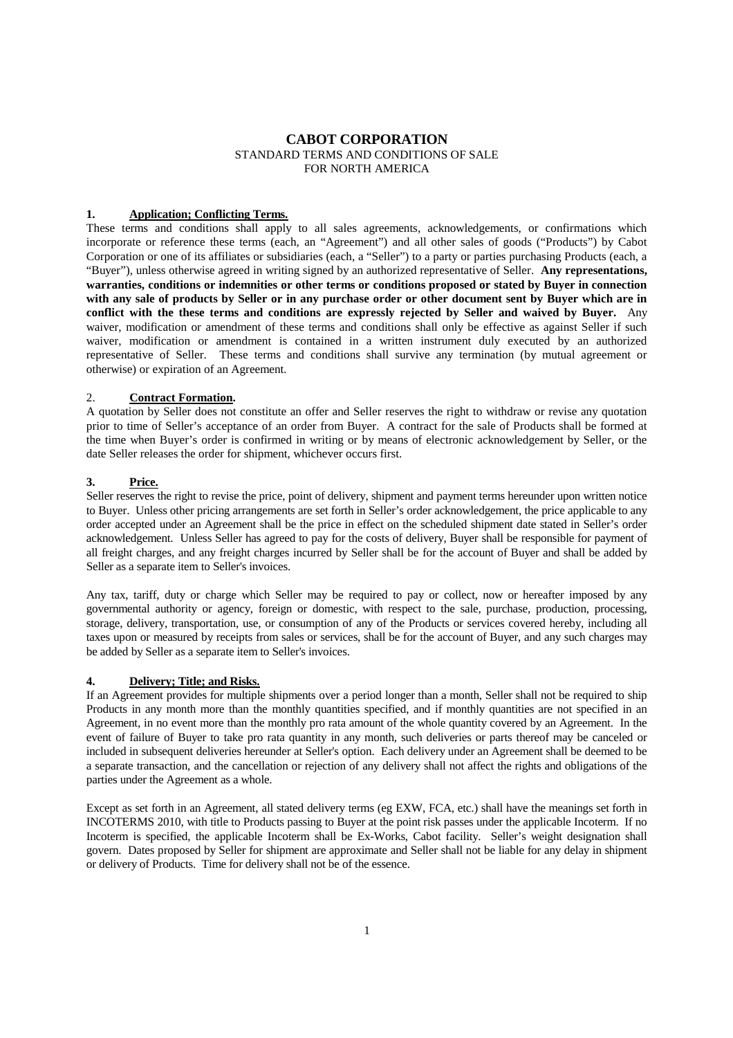# CABOT CORPORATION

STANDARD TERMS AND CONDITIONS OF SALE
FOR NORTH AMERICA

## 1. Application; Conflicting Terms.

These terms and conditions shall apply to all sales agreements, acknowledgements, or confirmations which incorporate or reference these terms (each, an "Agreement") and all other sales of goods ("Products") by Cabot Corporation or one of its affiliates or subsidiaries (each, a "Seller") to a party or parties purchasing Products (each, a "Buyer"), unless otherwise agreed in writing signed by an authorized representative of Seller. **Any representations, warranties, conditions or indemnities or other terms or conditions proposed or stated by Buyer in connection with any sale of products by Seller or in any purchase order or other document sent by Buyer which are in conflict with the these terms and conditions are expressly rejected by Seller and waived by Buyer.** Any waiver, modification or amendment of these terms and conditions shall only be effective as against Seller if such waiver, modification or amendment is contained in a written instrument duly executed by an authorized representative of Seller. These terms and conditions shall survive any termination (by mutual agreement or otherwise) or expiration of an Agreement.

## 2. Contract Formation.

A quotation by Seller does not constitute an offer and Seller reserves the right to withdraw or revise any quotation prior to time of Seller's acceptance of an order from Buyer. A contract for the sale of Products shall be formed at the time when Buyer's order is confirmed in writing or by means of electronic acknowledgement by Seller, or the date Seller releases the order for shipment, whichever occurs first.

## 3. Price.

Seller reserves the right to revise the price, point of delivery, shipment and payment terms hereunder upon written notice to Buyer. Unless other pricing arrangements are set forth in Seller's order acknowledgement, the price applicable to any order accepted under an Agreement shall be the price in effect on the scheduled shipment date stated in Seller's order acknowledgement. Unless Seller has agreed to pay for the costs of delivery, Buyer shall be responsible for payment of all freight charges, and any freight charges incurred by Seller shall be for the account of Buyer and shall be added by Seller as a separate item to Seller's invoices.

Any tax, tariff, duty or charge which Seller may be required to pay or collect, now or hereafter imposed by any governmental authority or agency, foreign or domestic, with respect to the sale, purchase, production, processing, storage, delivery, transportation, use, or consumption of any of the Products or services covered hereby, including all taxes upon or measured by receipts from sales or services, shall be for the account of Buyer, and any such charges may be added by Seller as a separate item to Seller's invoices.

## 4. Delivery; Title; and Risks.

If an Agreement provides for multiple shipments over a period longer than a month, Seller shall not be required to ship Products in any month more than the monthly quantities specified, and if monthly quantities are not specified in an Agreement, in no event more than the monthly pro rata amount of the whole quantity covered by an Agreement. In the event of failure of Buyer to take pro rata quantity in any month, such deliveries or parts thereof may be canceled or included in subsequent deliveries hereunder at Seller's option. Each delivery under an Agreement shall be deemed to be a separate transaction, and the cancellation or rejection of any delivery shall not affect the rights and obligations of the parties under the Agreement as a whole.

Except as set forth in an Agreement, all stated delivery terms (eg EXW, FCA, etc.) shall have the meanings set forth in INCOTERMS 2010, with title to Products passing to Buyer at the point risk passes under the applicable Incoterm. If no Incoterm is specified, the applicable Incoterm shall be Ex-Works, Cabot facility. Seller's weight designation shall govern. Dates proposed by Seller for shipment are approximate and Seller shall not be liable for any delay in shipment or delivery of Products. Time for delivery shall not be of the essence.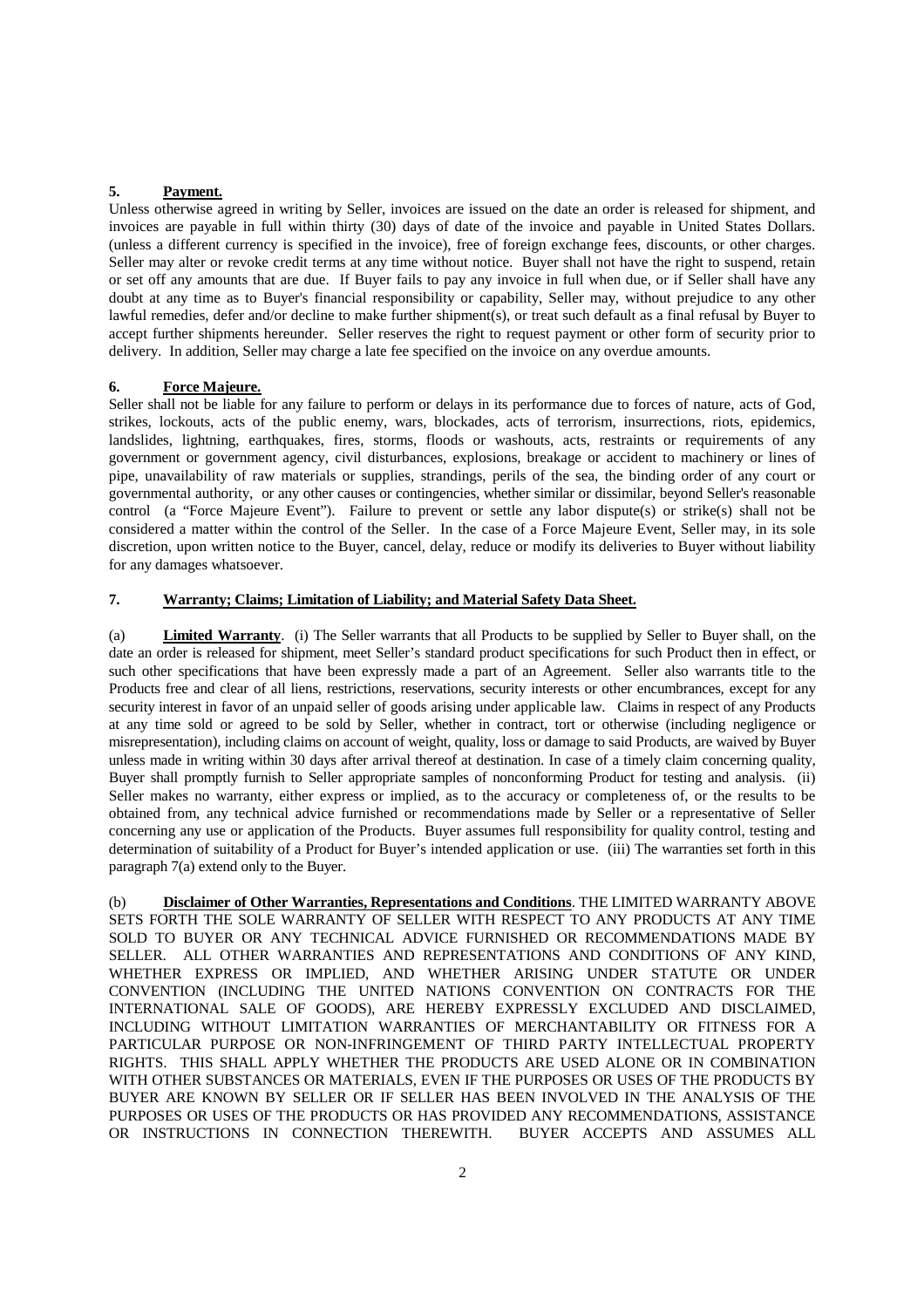## 5. Payment.

Unless otherwise agreed in writing by Seller, invoices are issued on the date an order is released for shipment, and invoices are payable in full within thirty (30) days of date of the invoice and payable in United States Dollars. (unless a different currency is specified in the invoice), free of foreign exchange fees, discounts, or other charges. Seller may alter or revoke credit terms at any time without notice. Buyer shall not have the right to suspend, retain or set off any amounts that are due. If Buyer fails to pay any invoice in full when due, or if Seller shall have any doubt at any time as to Buyer's financial responsibility or capability, Seller may, without prejudice to any other lawful remedies, defer and/or decline to make further shipment(s), or treat such default as a final refusal by Buyer to accept further shipments hereunder. Seller reserves the right to request payment or other form of security prior to delivery. In addition, Seller may charge a late fee specified on the invoice on any overdue amounts.

## 6. Force Majeure.

Seller shall not be liable for any failure to perform or delays in its performance due to forces of nature, acts of God, strikes, lockouts, acts of the public enemy, wars, blockades, acts of terrorism, insurrections, riots, epidemics, landslides, lightning, earthquakes, fires, storms, floods or washouts, acts, restraints or requirements of any government or government agency, civil disturbances, explosions, breakage or accident to machinery or lines of pipe, unavailability of raw materials or supplies, strandings, perils of the sea, the binding order of any court or governmental authority, or any other causes or contingencies, whether similar or dissimilar, beyond Seller's reasonable control (a "Force Majeure Event"). Failure to prevent or settle any labor dispute(s) or strike(s) shall not be considered a matter within the control of the Seller. In the case of a Force Majeure Event, Seller may, in its sole discretion, upon written notice to the Buyer, cancel, delay, reduce or modify its deliveries to Buyer without liability for any damages whatsoever.

## 7. Warranty; Claims; Limitation of Liability; and Material Safety Data Sheet.

(a) **Limited Warranty**. (i) The Seller warrants that all Products to be supplied by Seller to Buyer shall, on the date an order is released for shipment, meet Seller's standard product specifications for such Product then in effect, or such other specifications that have been expressly made a part of an Agreement. Seller also warrants title to the Products free and clear of all liens, restrictions, reservations, security interests or other encumbrances, except for any security interest in favor of an unpaid seller of goods arising under applicable law. Claims in respect of any Products at any time sold or agreed to be sold by Seller, whether in contract, tort or otherwise (including negligence or misrepresentation), including claims on account of weight, quality, loss or damage to said Products, are waived by Buyer unless made in writing within 30 days after arrival thereof at destination. In case of a timely claim concerning quality, Buyer shall promptly furnish to Seller appropriate samples of nonconforming Product for testing and analysis. (ii) Seller makes no warranty, either express or implied, as to the accuracy or completeness of, or the results to be obtained from, any technical advice furnished or recommendations made by Seller or a representative of Seller concerning any use or application of the Products. Buyer assumes full responsibility for quality control, testing and determination of suitability of a Product for Buyer's intended application or use. (iii) The warranties set forth in this paragraph 7(a) extend only to the Buyer.

(b) **Disclaimer of Other Warranties, Representations and Conditions**. THE LIMITED WARRANTY ABOVE SETS FORTH THE SOLE WARRANTY OF SELLER WITH RESPECT TO ANY PRODUCTS AT ANY TIME SOLD TO BUYER OR ANY TECHNICAL ADVICE FURNISHED OR RECOMMENDATIONS MADE BY SELLER. ALL OTHER WARRANTIES AND REPRESENTATIONS AND CONDITIONS OF ANY KIND, WHETHER EXPRESS OR IMPLIED, AND WHETHER ARISING UNDER STATUTE OR UNDER CONVENTION (INCLUDING THE UNITED NATIONS CONVENTION ON CONTRACTS FOR THE INTERNATIONAL SALE OF GOODS), ARE HEREBY EXPRESSLY EXCLUDED AND DISCLAIMED, INCLUDING WITHOUT LIMITATION WARRANTIES OF MERCHANTABILITY OR FITNESS FOR A PARTICULAR PURPOSE OR NON-INFRINGEMENT OF THIRD PARTY INTELLECTUAL PROPERTY RIGHTS. THIS SHALL APPLY WHETHER THE PRODUCTS ARE USED ALONE OR IN COMBINATION WITH OTHER SUBSTANCES OR MATERIALS, EVEN IF THE PURPOSES OR USES OF THE PRODUCTS BY BUYER ARE KNOWN BY SELLER OR IF SELLER HAS BEEN INVOLVED IN THE ANALYSIS OF THE PURPOSES OR USES OF THE PRODUCTS OR HAS PROVIDED ANY RECOMMENDATIONS, ASSISTANCE OR INSTRUCTIONS IN CONNECTION THEREWITH. BUYER ACCEPTS AND ASSUMES ALL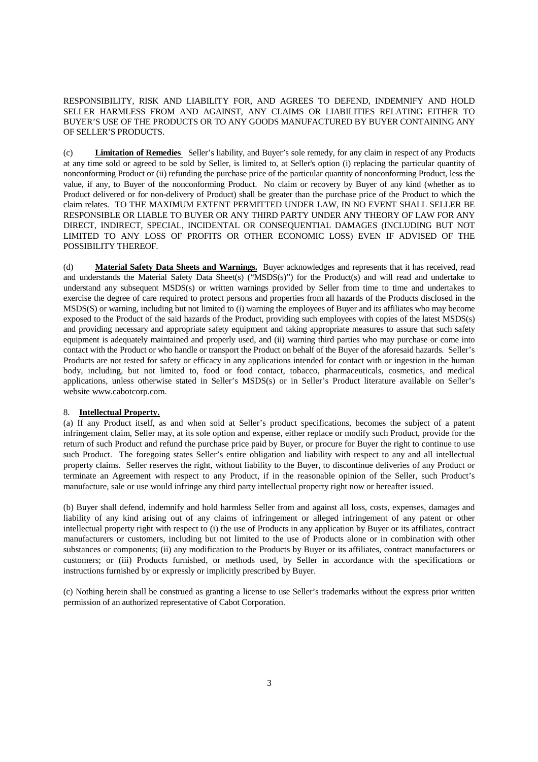RESPONSIBILITY, RISK AND LIABILITY FOR, AND AGREES TO DEFEND, INDEMNIFY AND HOLD SELLER HARMLESS FROM AND AGAINST, ANY CLAIMS OR LIABILITIES RELATING EITHER TO BUYER'S USE OF THE PRODUCTS OR TO ANY GOODS MANUFACTURED BY BUYER CONTAINING ANY OF SELLER'S PRODUCTS.

(c) **Limitation of Remedies** Seller's liability, and Buyer's sole remedy, for any claim in respect of any Products at any time sold or agreed to be sold by Seller, is limited to, at Seller's option (i) replacing the particular quantity of nonconforming Product or (ii) refunding the purchase price of the particular quantity of nonconforming Product, less the value, if any, to Buyer of the nonconforming Product. No claim or recovery by Buyer of any kind (whether as to Product delivered or for non-delivery of Product) shall be greater than the purchase price of the Product to which the claim relates. TO THE MAXIMUM EXTENT PERMITTED UNDER LAW, IN NO EVENT SHALL SELLER BE RESPONSIBLE OR LIABLE TO BUYER OR ANY THIRD PARTY UNDER ANY THEORY OF LAW FOR ANY DIRECT, INDIRECT, SPECIAL, INCIDENTAL OR CONSEQUENTIAL DAMAGES (INCLUDING BUT NOT LIMITED TO ANY LOSS OF PROFITS OR OTHER ECONOMIC LOSS) EVEN IF ADVISED OF THE POSSIBILITY THEREOF.

(d) **Material Safety Data Sheets and Warnings.** Buyer acknowledges and represents that it has received, read and understands the Material Safety Data Sheet(s) ("MSDS(s)") for the Product(s) and will read and undertake to understand any subsequent MSDS(s) or written warnings provided by Seller from time to time and undertakes to exercise the degree of care required to protect persons and properties from all hazards of the Products disclosed in the MSDS(S) or warning, including but not limited to (i) warning the employees of Buyer and its affiliates who may become exposed to the Product of the said hazards of the Product, providing such employees with copies of the latest MSDS(s) and providing necessary and appropriate safety equipment and taking appropriate measures to assure that such safety equipment is adequately maintained and properly used, and (ii) warning third parties who may purchase or come into contact with the Product or who handle or transport the Product on behalf of the Buyer of the aforesaid hazards. Seller's Products are not tested for safety or efficacy in any applications intended for contact with or ingestion in the human body, including, but not limited to, food or food contact, tobacco, pharmaceuticals, cosmetics, and medical applications, unless otherwise stated in Seller's MSDS(s) or in Seller's Product literature available on Seller's website www.cabotcorp.com.

8. **Intellectual Property.**

(a) If any Product itself, as and when sold at Seller's product specifications, becomes the subject of a patent infringement claim, Seller may, at its sole option and expense, either replace or modify such Product, provide for the return of such Product and refund the purchase price paid by Buyer, or procure for Buyer the right to continue to use such Product. The foregoing states Seller's entire obligation and liability with respect to any and all intellectual property claims. Seller reserves the right, without liability to the Buyer, to discontinue deliveries of any Product or terminate an Agreement with respect to any Product, if in the reasonable opinion of the Seller, such Product's manufacture, sale or use would infringe any third party intellectual property right now or hereafter issued.

(b) Buyer shall defend, indemnify and hold harmless Seller from and against all loss, costs, expenses, damages and liability of any kind arising out of any claims of infringement or alleged infringement of any patent or other intellectual property right with respect to (i) the use of Products in any application by Buyer or its affiliates, contract manufacturers or customers, including but not limited to the use of Products alone or in combination with other substances or components; (ii) any modification to the Products by Buyer or its affiliates, contract manufacturers or customers; or (iii) Products furnished, or methods used, by Seller in accordance with the specifications or instructions furnished by or expressly or implicitly prescribed by Buyer.

(c) Nothing herein shall be construed as granting a license to use Seller's trademarks without the express prior written permission of an authorized representative of Cabot Corporation.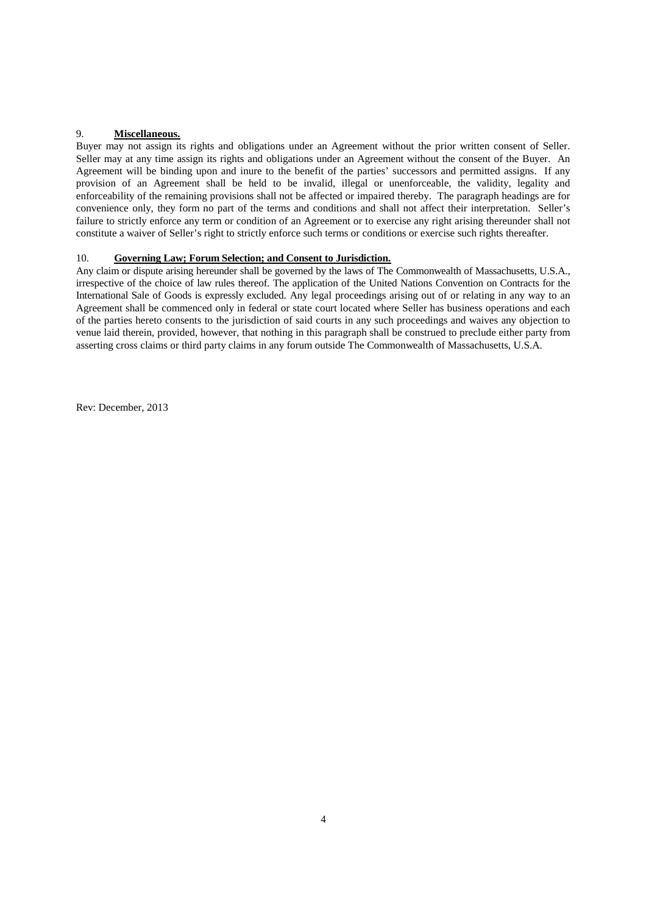9. **Miscellaneous.**

Buyer may not assign its rights and obligations under an Agreement without the prior written consent of Seller. Seller may at any time assign its rights and obligations under an Agreement without the consent of the Buyer. An Agreement will be binding upon and inure to the benefit of the parties' successors and permitted assigns. If any provision of an Agreement shall be held to be invalid, illegal or unenforceable, the validity, legality and enforceability of the remaining provisions shall not be affected or impaired thereby. The paragraph headings are for convenience only, they form no part of the terms and conditions and shall not affect their interpretation. Seller's failure to strictly enforce any term or condition of an Agreement or to exercise any right arising thereunder shall not constitute a waiver of Seller's right to strictly enforce such terms or conditions or exercise such rights thereafter.

10. **Governing Law; Forum Selection; and Consent to Jurisdiction.**

Any claim or dispute arising hereunder shall be governed by the laws of The Commonwealth of Massachusetts, U.S.A., irrespective of the choice of law rules thereof. The application of the United Nations Convention on Contracts for the International Sale of Goods is expressly excluded. Any legal proceedings arising out of or relating in any way to an Agreement shall be commenced only in federal or state court located where Seller has business operations and each of the parties hereto consents to the jurisdiction of said courts in any such proceedings and waives any objection to venue laid therein, provided, however, that nothing in this paragraph shall be construed to preclude either party from asserting cross claims or third party claims in any forum outside The Commonwealth of Massachusetts, U.S.A.

Rev: December, 2013